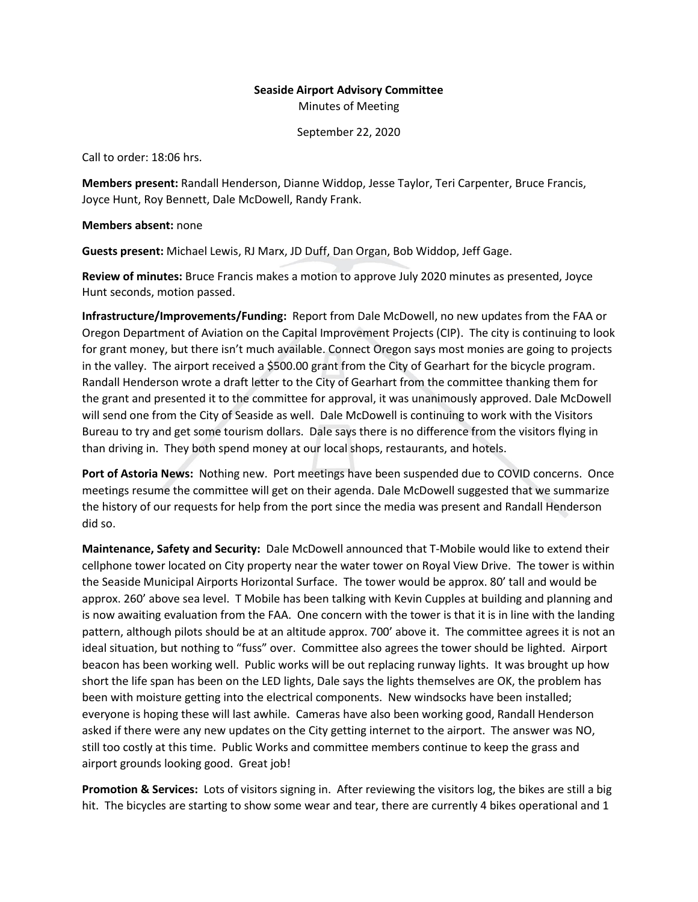**Seaside Airport Advisory Committee**

Minutes of Meeting

September 22, 2020

Call to order: 18:06 hrs.

**Members present:** Randall Henderson, Dianne Widdop, Jesse Taylor, Teri Carpenter, Bruce Francis, Joyce Hunt, Roy Bennett, Dale McDowell, Randy Frank.

**Members absent:** none

**Guests present:** Michael Lewis, RJ Marx, JD Duff, Dan Organ, Bob Widdop, Jeff Gage.

**Review of minutes:** Bruce Francis makes a motion to approve July 2020 minutes as presented, Joyce Hunt seconds, motion passed.

**Infrastructure/Improvements/Funding:** Report from Dale McDowell, no new updates from the FAA or Oregon Department of Aviation on the Capital Improvement Projects (CIP). The city is continuing to look for grant money, but there isn't much available. Connect Oregon says most monies are going to projects in the valley. The airport received a $500.00 grant from the City of Gearhart for the bicycle program. Randall Henderson wrote a draft letter to the City of Gearhart from the committee thanking them for the grant and presented it to the committee for approval, it was unanimously approved. Dale McDowell will send one from the City of Seaside as well. Dale McDowell is continuing to work with the Visitors Bureau to try and get some tourism dollars. Dale says there is no difference from the visitors flying in than driving in. They both spend money at our local shops, restaurants, and hotels.

**Port of Astoria News:** Nothing new. Port meetings have been suspended due to COVID concerns. Once meetings resume the committee will get on their agenda. Dale McDowell suggested that we summarize the history of our requests for help from the port since the media was present and Randall Henderson did so.

**Maintenance, Safety and Security:** Dale McDowell announced that T-Mobile would like to extend their cellphone tower located on City property near the water tower on Royal View Drive. The tower is within the Seaside Municipal Airports Horizontal Surface. The tower would be approx. 80' tall and would be approx. 260' above sea level. T Mobile has been talking with Kevin Cupples at building and planning and is now awaiting evaluation from the FAA. One concern with the tower is that it is in line with the landing pattern, although pilots should be at an altitude approx. 700' above it. The committee agrees it is not an ideal situation, but nothing to "fuss" over. Committee also agrees the tower should be lighted. Airport beacon has been working well. Public works will be out replacing runway lights. It was brought up how short the life span has been on the LED lights, Dale says the lights themselves are OK, the problem has been with moisture getting into the electrical components. New windsocks have been installed; everyone is hoping these will last awhile. Cameras have also been working good, Randall Henderson asked if there were any new updates on the City getting internet to the airport. The answer was NO, still too costly at this time. Public Works and committee members continue to keep the grass and airport grounds looking good. Great job!

**Promotion & Services:** Lots of visitors signing in. After reviewing the visitors log, the bikes are still a big hit. The bicycles are starting to show some wear and tear, there are currently 4 bikes operational and 1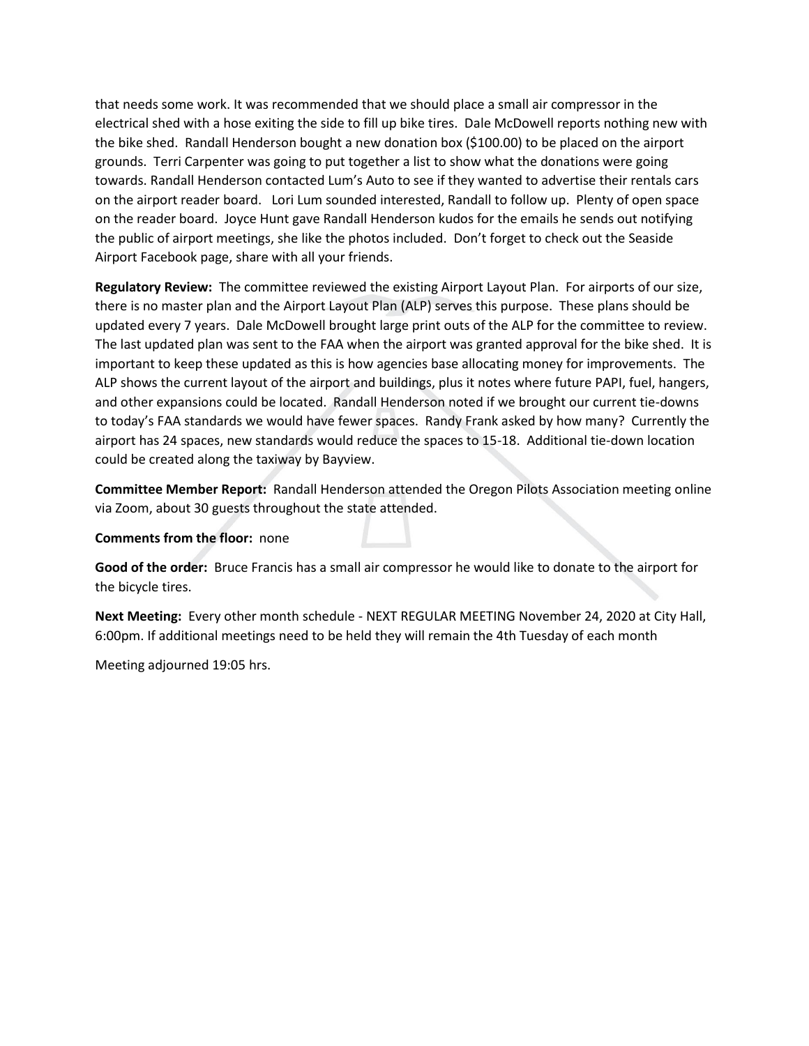that needs some work. It was recommended that we should place a small air compressor in the electrical shed with a hose exiting the side to fill up bike tires. Dale McDowell reports nothing new with the bike shed. Randall Henderson bought a new donation box ($100.00) to be placed on the airport grounds. Terri Carpenter was going to put together a list to show what the donations were going towards. Randall Henderson contacted Lum's Auto to see if they wanted to advertise their rentals cars on the airport reader board. Lori Lum sounded interested, Randall to follow up. Plenty of open space on the reader board. Joyce Hunt gave Randall Henderson kudos for the emails he sends out notifying the public of airport meetings, she like the photos included. Don't forget to check out the Seaside Airport Facebook page, share with all your friends.

**Regulatory Review:** The committee reviewed the existing Airport Layout Plan. For airports of our size, there is no master plan and the Airport Layout Plan (ALP) serves this purpose. These plans should be updated every 7 years. Dale McDowell brought large print outs of the ALP for the committee to review. The last updated plan was sent to the FAA when the airport was granted approval for the bike shed. It is important to keep these updated as this is how agencies base allocating money for improvements. The ALP shows the current layout of the airport and buildings, plus it notes where future PAPI, fuel, hangers, and other expansions could be located. Randall Henderson noted if we brought our current tie-downs to today's FAA standards we would have fewer spaces. Randy Frank asked by how many? Currently the airport has 24 spaces, new standards would reduce the spaces to 15-18. Additional tie-down location could be created along the taxiway by Bayview.

**Committee Member Report:** Randall Henderson attended the Oregon Pilots Association meeting online via Zoom, about 30 guests throughout the state attended.

**Comments from the floor:** none

**Good of the order:** Bruce Francis has a small air compressor he would like to donate to the airport for the bicycle tires.

**Next Meeting:** Every other month schedule - NEXT REGULAR MEETING November 24, 2020 at City Hall, 6:00pm. If additional meetings need to be held they will remain the 4th Tuesday of each month

Meeting adjourned 19:05 hrs.